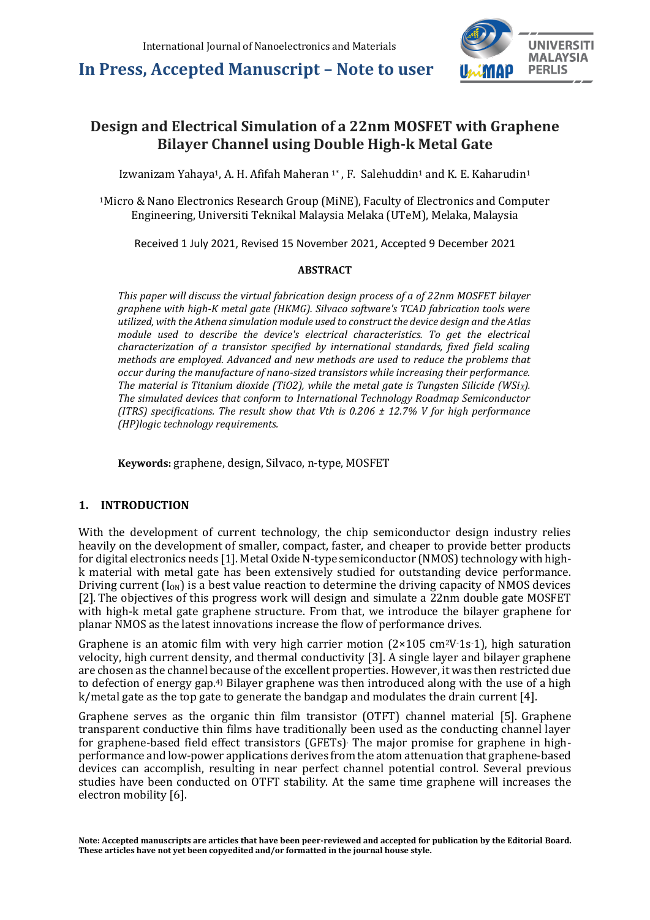# Design and Electrical Simulation of a 22nm MOSFET with Graphene Bilayer Channel using Double High-k Metal Gate

Izwanizam Yahaya[1], A. H. Afifah Maheran [1*], F. Salehuddin[1] and K. E. Kaharudin[1]

[1]Micro & Nano Electronics Research Group (MiNE), Faculty of Electronics and Computer Engineering, Universiti Teknikal Malaysia Melaka (UTeM), Melaka, Malaysia

Received 1 July 2021, Revised 15 November 2021, Accepted 9 December 2021

**ABSTRACT**

*This paper will discuss the virtual fabrication design process of a of 22nm MOSFET bilayer graphene with high-K metal gate (HKMG). Silvaco software's TCAD fabrication tools were utilized, with the Athena simulation module used to construct the device design and the Atlas module used to describe the device's electrical characteristics. To get the electrical characterization of a transistor specified by international standards, fixed field scaling methods are employed. Advanced and new methods are used to reduce the problems that occur during the manufacture of nano-sized transistors while increasing their performance. The material is Titanium dioxide (TiO2), while the metal gate is Tungsten Silicide ($WSi_X$). The simulated devices that conform to International Technology Roadmap Semiconductor (ITRS) specifications. The result show that Vth is 0.206 ± 12.7% V for high performance (HP)logic technology requirements.*

**Keywords:** graphene, design, Silvaco, n-type, MOSFET

## 1. INTRODUCTION

With the development of current technology, the chip semiconductor design industry relies heavily on the development of smaller, compact, faster, and cheaper to provide better products for digital electronics needs [1]. Metal Oxide N-type semiconductor (NMOS) technology with high-k material with metal gate has been extensively studied for outstanding device performance. Driving current ($I_{ON}$) is a best value reaction to determine the driving capacity of NMOS devices [2]. The objectives of this progress work will design and simulate a 22nm double gate MOSFET with high-k metal gate graphene structure. From that, we introduce the bilayer graphene for planar NMOS as the latest innovations increase the flow of performance drives.

Graphene is an atomic film with very high carrier motion ($2\times105$ $cm^2V^{-1}s^{-1}$), high saturation velocity, high current density, and thermal conductivity [3]. A single layer and bilayer graphene are chosen as the channel because of the excellent properties. However, it was then restricted due to defection of energy gap.[4] Bilayer graphene was then introduced along with the use of a high k/metal gate as the top gate to generate the bandgap and modulates the drain current [4].

Graphene serves as the organic thin film transistor (OTFT) channel material [5]. Graphene transparent conductive thin films have traditionally been used as the conducting channel layer for graphene-based field effect transistors (GFETs). The major promise for graphene in high-performance and low-power applications derives from the atom attenuation that graphene-based devices can accomplish, resulting in near perfect channel potential control. Several previous studies have been conducted on OTFT stability. At the same time graphene will increases the electron mobility [6].

**Note: Accepted manuscripts are articles that have been peer-reviewed and accepted for publication by the Editorial Board. These articles have not yet been copyedited and/or formatted in the journal house style.**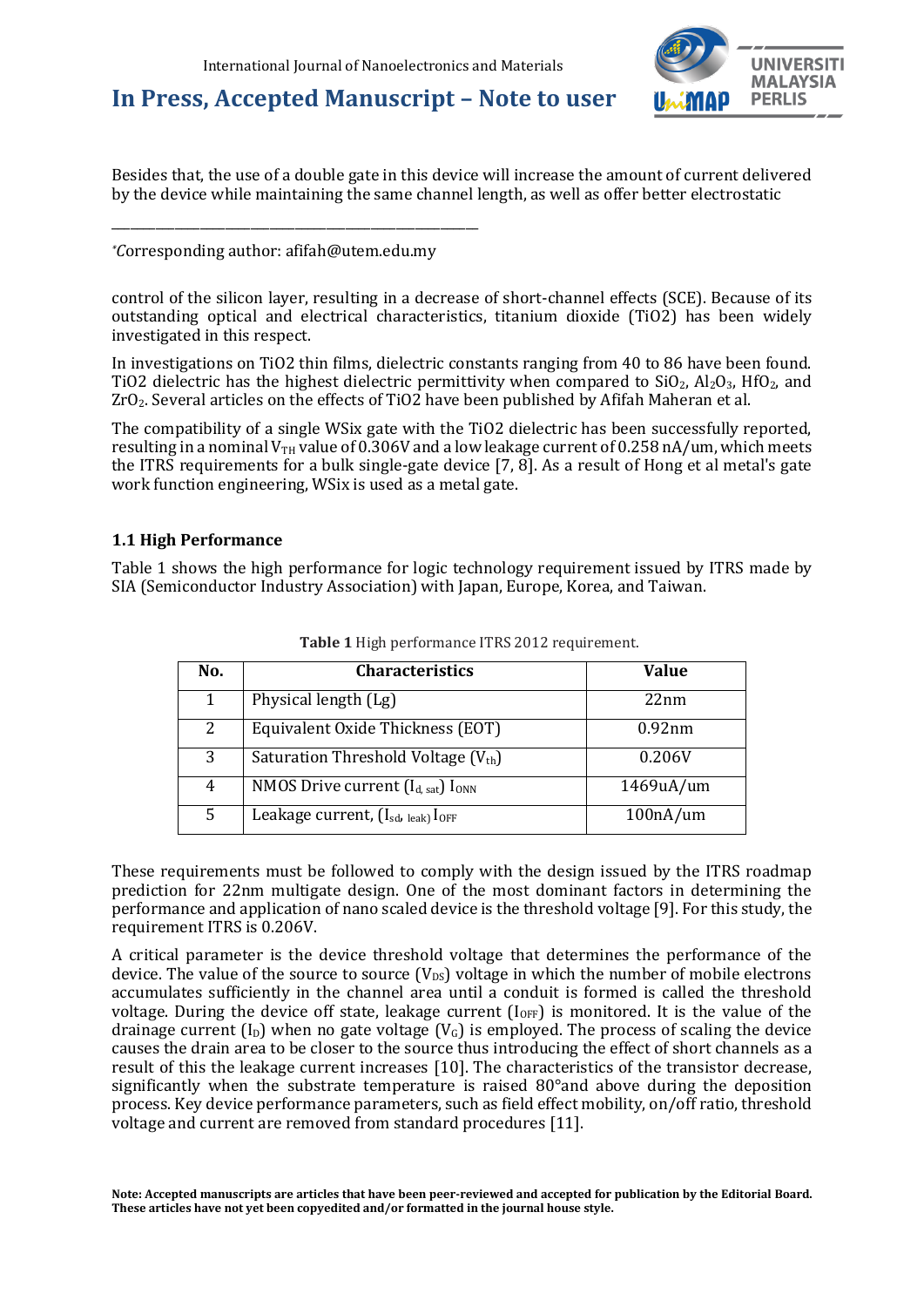Besides that, the use of a double gate in this device will increase the amount of current delivered by the device while maintaining the same channel length, as well as offer better electrostatic

*Corresponding author: afifah@utem.edu.my

control of the silicon layer, resulting in a decrease of short-channel effects (SCE). Because of its outstanding optical and electrical characteristics, titanium dioxide (TiO2) has been widely investigated in this respect.

In investigations on TiO2 thin films, dielectric constants ranging from 40 to 86 have been found. TiO2 dielectric has the highest dielectric permittivity when compared to $SiO_2$, $Al_2O_3$, $HfO_2$, and $ZrO_2$. Several articles on the effects of TiO2 have been published by Afifah Maheran et al.

The compatibility of a single WSix gate with the TiO2 dielectric has been successfully reported, resulting in a nominal $V_{TH}$ value of 0.306V and a low leakage current of 0.258 nA/um, which meets the ITRS requirements for a bulk single-gate device [7, 8]. As a result of Hong et al metal's gate work function engineering, WSix is used as a metal gate.

### 1.1 High Performance

Table 1 shows the high performance for logic technology requirement issued by ITRS made by SIA (Semiconductor Industry Association) with Japan, Europe, Korea, and Taiwan.

**Table 1** High performance ITRS 2012 requirement.

| No. | Characteristics | Value |
|---|---|---|
| 1 | Physical length (Lg) | 22nm |
| 2 | Equivalent Oxide Thickness (EOT) | 0.92nm |
| 3 | Saturation Threshold Voltage ($V_{th}$) | 0.206V |
| 4 | NMOS Drive current ($I_{d,\,sat}$) $I_{ONN}$ | 1469uA/um |
| 5 | Leakage current, ($I_{sd,\,leak}$) $I_{OFF}$ | 100nA/um |

These requirements must be followed to comply with the design issued by the ITRS roadmap prediction for 22nm multigate design. One of the most dominant factors in determining the performance and application of nano scaled device is the threshold voltage [9]. For this study, the requirement ITRS is 0.206V.

A critical parameter is the device threshold voltage that determines the performance of the device. The value of the source to source ($V_{DS}$) voltage in which the number of mobile electrons accumulates sufficiently in the channel area until a conduit is formed is called the threshold voltage. During the device off state, leakage current ($I_{OFF}$) is monitored. It is the value of the drainage current ($I_D$) when no gate voltage ($V_G$) is employed. The process of scaling the device causes the drain area to be closer to the source thus introducing the effect of short channels as a result of this the leakage current increases [10]. The characteristics of the transistor decrease, significantly when the substrate temperature is raised 80°and above during the deposition process. Key device performance parameters, such as field effect mobility, on/off ratio, threshold voltage and current are removed from standard procedures [11].

**Note: Accepted manuscripts are articles that have been peer-reviewed and accepted for publication by the Editorial Board. These articles have not yet been copyedited and/or formatted in the journal house style.**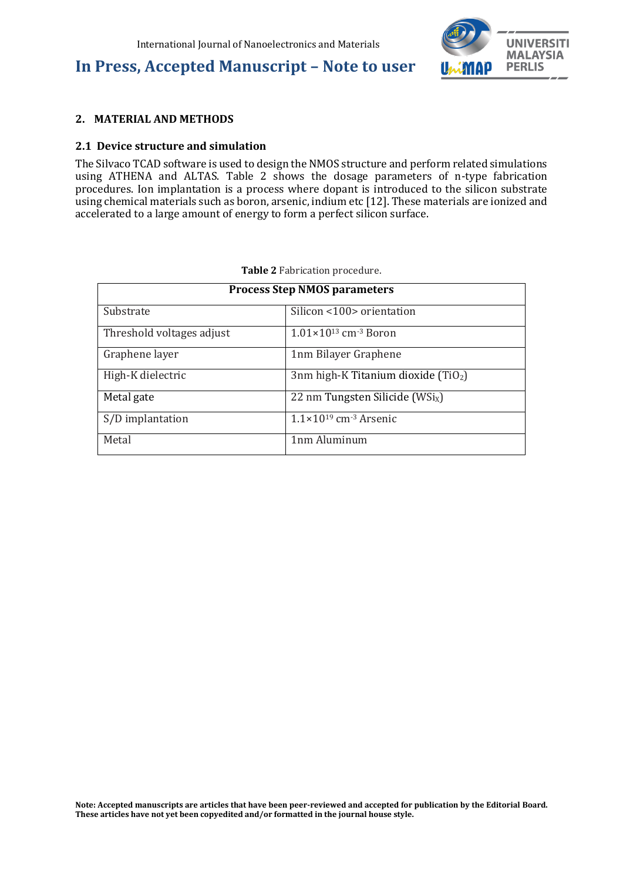## 2. MATERIAL AND METHODS

### 2.1 Device structure and simulation

The Silvaco TCAD software is used to design the NMOS structure and perform related simulations using ATHENA and ALTAS. Table 2 shows the dosage parameters of n-type fabrication procedures. Ion implantation is a process where dopant is introduced to the silicon substrate using chemical materials such as boron, arsenic, indium etc [12]. These materials are ionized and accelerated to a large amount of energy to form a perfect silicon surface.

**Table 2** Fabrication procedure.

| **Process Step NMOS parameters** | |
|---|---|
| Substrate | Silicon <100> orientation |
| Threshold voltages adjust | $1.01\times10^{13}$ cm$^{-3}$ Boron |
| Graphene layer | 1nm Bilayer Graphene |
| High-K dielectric | 3nm high-K Titanium dioxide ($TiO_2$) |
| Metal gate | 22 nm Tungsten Silicide ($WSi_X$) |
| S/D implantation | $1.1\times10^{19}$ cm$^{-3}$ Arsenic |
| Metal | 1nm Aluminum |

**Note: Accepted manuscripts are articles that have been peer-reviewed and accepted for publication by the Editorial Board. These articles have not yet been copyedited and/or formatted in the journal house style.**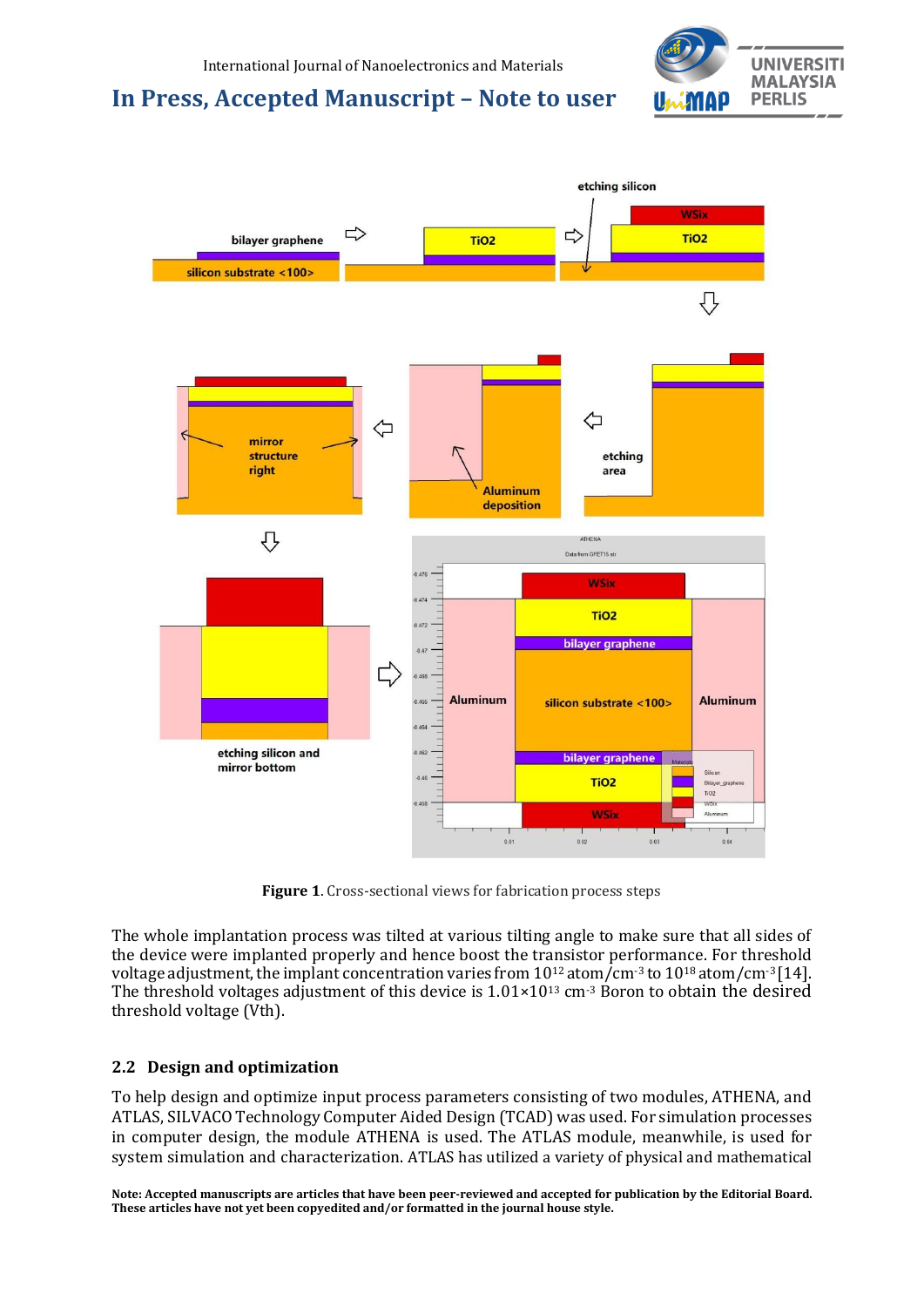**Figure 1**. Cross-sectional views for fabrication process steps

The whole implantation process was tilted at various tilting angle to make sure that all sides of the device were implanted properly and hence boost the transistor performance. For threshold voltage adjustment, the implant concentration varies from $10^{12}$ atom/cm$^{-3}$ to $10^{18}$ atom/cm$^{-3}$ [14]. The threshold voltages adjustment of this device is $1.01\times10^{13}$ cm$^{-3}$ Boron to obtain the desired threshold voltage (Vth).

## 2.2 Design and optimization

To help design and optimize input process parameters consisting of two modules, ATHENA, and ATLAS, SILVACO Technology Computer Aided Design (TCAD) was used. For simulation processes in computer design, the module ATHENA is used. The ATLAS module, meanwhile, is used for system simulation and characterization. ATLAS has utilized a variety of physical and mathematical

**Note: Accepted manuscripts are articles that have been peer-reviewed and accepted for publication by the Editorial Board. These articles have not yet been copyedited and/or formatted in the journal house style.**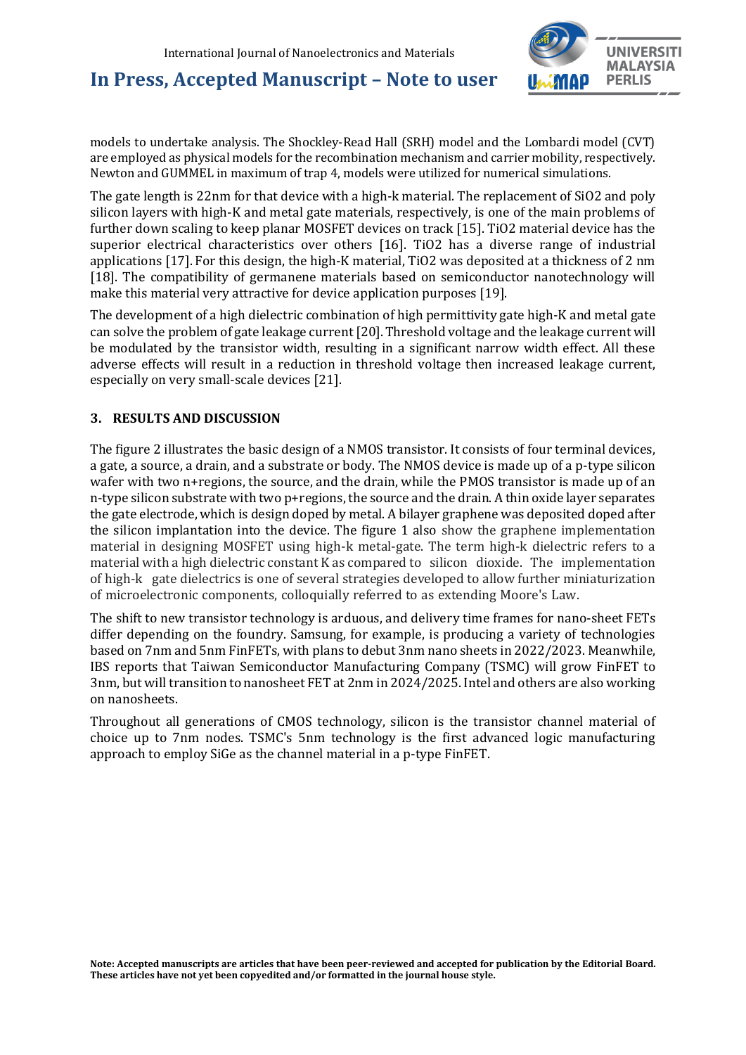models to undertake analysis. The Shockley-Read Hall (SRH) model and the Lombardi model (CVT) are employed as physical models for the recombination mechanism and carrier mobility, respectively. Newton and GUMMEL in maximum of trap 4, models were utilized for numerical simulations.

The gate length is 22nm for that device with a high-k material. The replacement of $SiO_2$ and poly silicon layers with high-K and metal gate materials, respectively, is one of the main problems of further down scaling to keep planar MOSFET devices on track [15]. $TiO_2$ material device has the superior electrical characteristics over others [16]. $TiO_2$ has a diverse range of industrial applications [17]. For this design, the high-K material, $TiO_2$ was deposited at a thickness of 2 nm [18]. The compatibility of germanene materials based on semiconductor nanotechnology will make this material very attractive for device application purposes [19].

The development of a high dielectric combination of high permittivity gate high-K and metal gate can solve the problem of gate leakage current [20]. Threshold voltage and the leakage current will be modulated by the transistor width, resulting in a significant narrow width effect. All these adverse effects will result in a reduction in threshold voltage then increased leakage current, especially on very small-scale devices [21].

## 3. RESULTS AND DISCUSSION

The figure 2 illustrates the basic design of a NMOS transistor. It consists of four terminal devices, a gate, a source, a drain, and a substrate or body. The NMOS device is made up of a p-type silicon wafer with two n+regions, the source, and the drain, while the PMOS transistor is made up of an n-type silicon substrate with two p+regions, the source and the drain. A thin oxide layer separates the gate electrode, which is design doped by metal. A bilayer graphene was deposited doped after the silicon implantation into the device. The figure 1 also show the graphene implementation material in designing MOSFET using high-k metal-gate. The term high-k dielectric refers to a material with a high dielectric constant K as compared to silicon dioxide. The implementation of high-k gate dielectrics is one of several strategies developed to allow further miniaturization of microelectronic components, colloquially referred to as extending Moore's Law.

The shift to new transistor technology is arduous, and delivery time frames for nano-sheet FETs differ depending on the foundry. Samsung, for example, is producing a variety of technologies based on 7nm and 5nm FinFETs, with plans to debut 3nm nano sheets in 2022/2023. Meanwhile, IBS reports that Taiwan Semiconductor Manufacturing Company (TSMC) will grow FinFET to 3nm, but will transition to nanosheet FET at 2nm in 2024/2025. Intel and others are also working on nanosheets.

Throughout all generations of CMOS technology, silicon is the transistor channel material of choice up to 7nm nodes. TSMC's 5nm technology is the first advanced logic manufacturing approach to employ SiGe as the channel material in a p-type FinFET.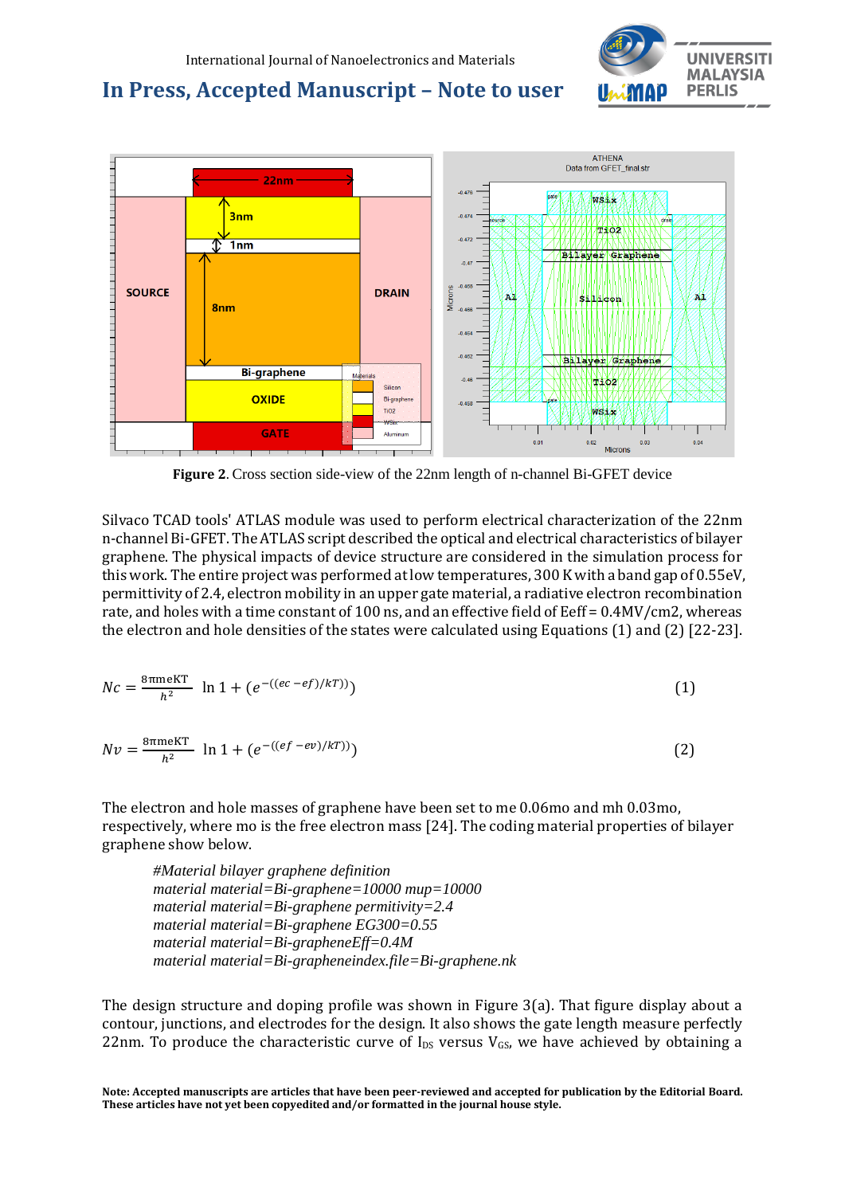**Figure 2**. Cross section side-view of the 22nm length of n-channel Bi-GFET device

Silvaco TCAD tools' ATLAS module was used to perform electrical characterization of the 22nm n-channel Bi-GFET. The ATLAS script described the optical and electrical characteristics of bilayer graphene. The physical impacts of device structure are considered in the simulation process for this work. The entire project was performed at low temperatures, 300 K with a band gap of 0.55eV, permittivity of 2.4, electron mobility in an upper gate material, a radiative electron recombination rate, and holes with a time constant of 100 ns, and an effective field of Eeff = 0.4MV/cm2, whereas the electron and hole densities of the states were calculated using Equations (1) and (2) [22-23].

$$Nc = \frac{8\pi meKT}{h^2} \ \ln 1 + (e^{-((ec - ef)/kT)}) \tag{1}$$

$$Nv = \frac{8\pi meKT}{h^2} \ \ln 1 + (e^{-((ef - ev)/kT)}) \tag{2}$$

The electron and hole masses of graphene have been set to me 0.06mo and mh 0.03mo, respectively, where mo is the free electron mass [24]. The coding material properties of bilayer graphene show below.

*#Material bilayer graphene definition*
*material material=Bi-graphene=10000 mup=10000*
*material material=Bi-graphene permitivity=2.4*
*material material=Bi-graphene EG300=0.55*
*material material=Bi-grapheneEff=0.4M*
*material material=Bi-grapheneindex.file=Bi-graphene.nk*

The design structure and doping profile was shown in Figure 3(a). That figure display about a contour, junctions, and electrodes for the design. It also shows the gate length measure perfectly 22nm. To produce the characteristic curve of $I_{DS}$ versus $V_{GS}$, we have achieved by obtaining a

**Note: Accepted manuscripts are articles that have been peer-reviewed and accepted for publication by the Editorial Board. These articles have not yet been copyedited and/or formatted in the journal house style.**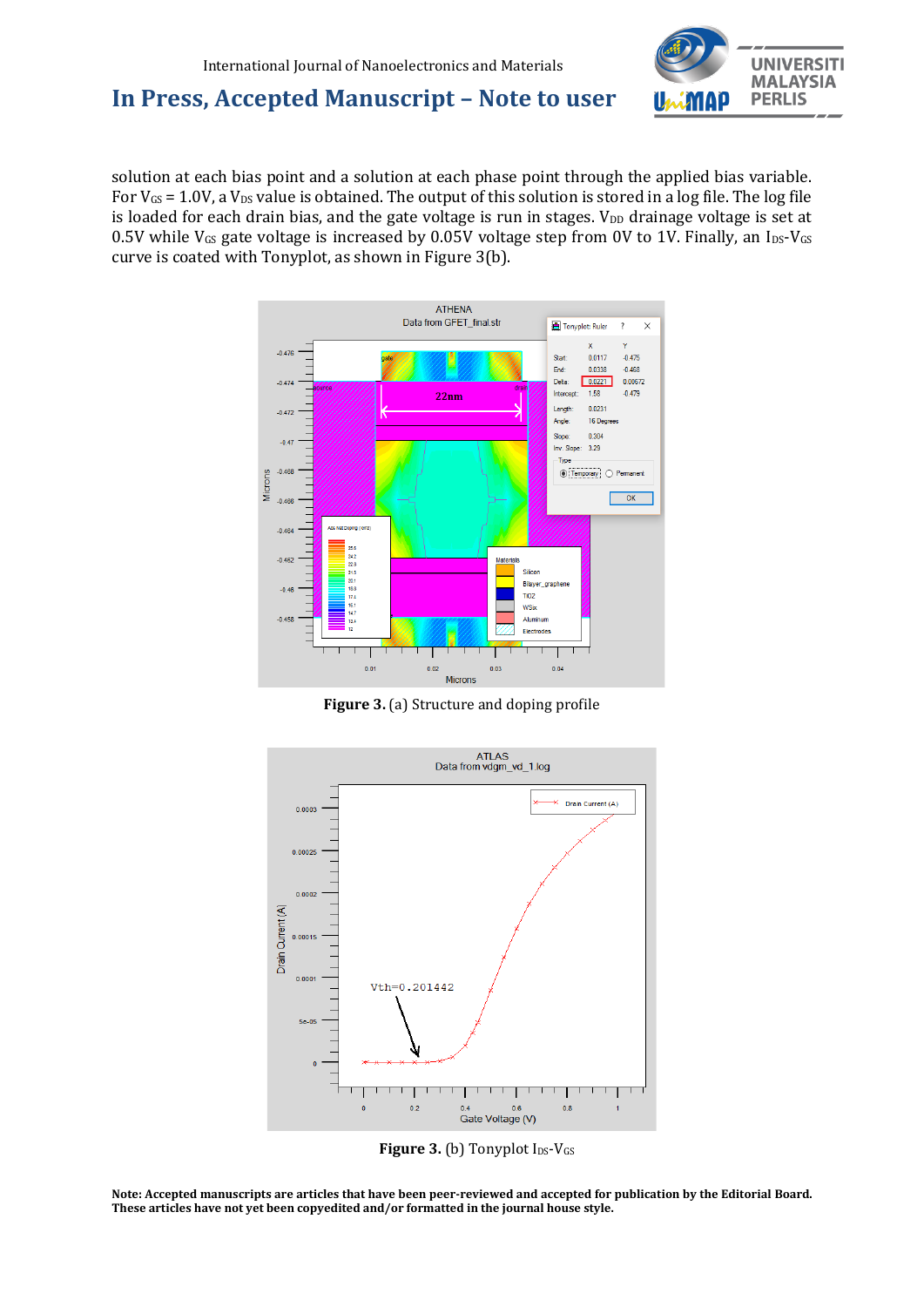solution at each bias point and a solution at each phase point through the applied bias variable. For $V_{GS}$ = 1.0V, a $V_{DS}$ value is obtained. The output of this solution is stored in a log file. The log file is loaded for each drain bias, and the gate voltage is run in stages. $V_{DD}$ drainage voltage is set at 0.5V while $V_{GS}$ gate voltage is increased by 0.05V voltage step from 0V to 1V. Finally, an $I_{DS}$-$V_{GS}$ curve is coated with Tonyplot, as shown in Figure 3(b).

**Figure 3.** (a) Structure and doping profile

**Figure 3.** (b) Tonyplot $I_{DS}$-$V_{GS}$

**Note: Accepted manuscripts are articles that have been peer-reviewed and accepted for publication by the Editorial Board. These articles have not yet been copyedited and/or formatted in the journal house style.**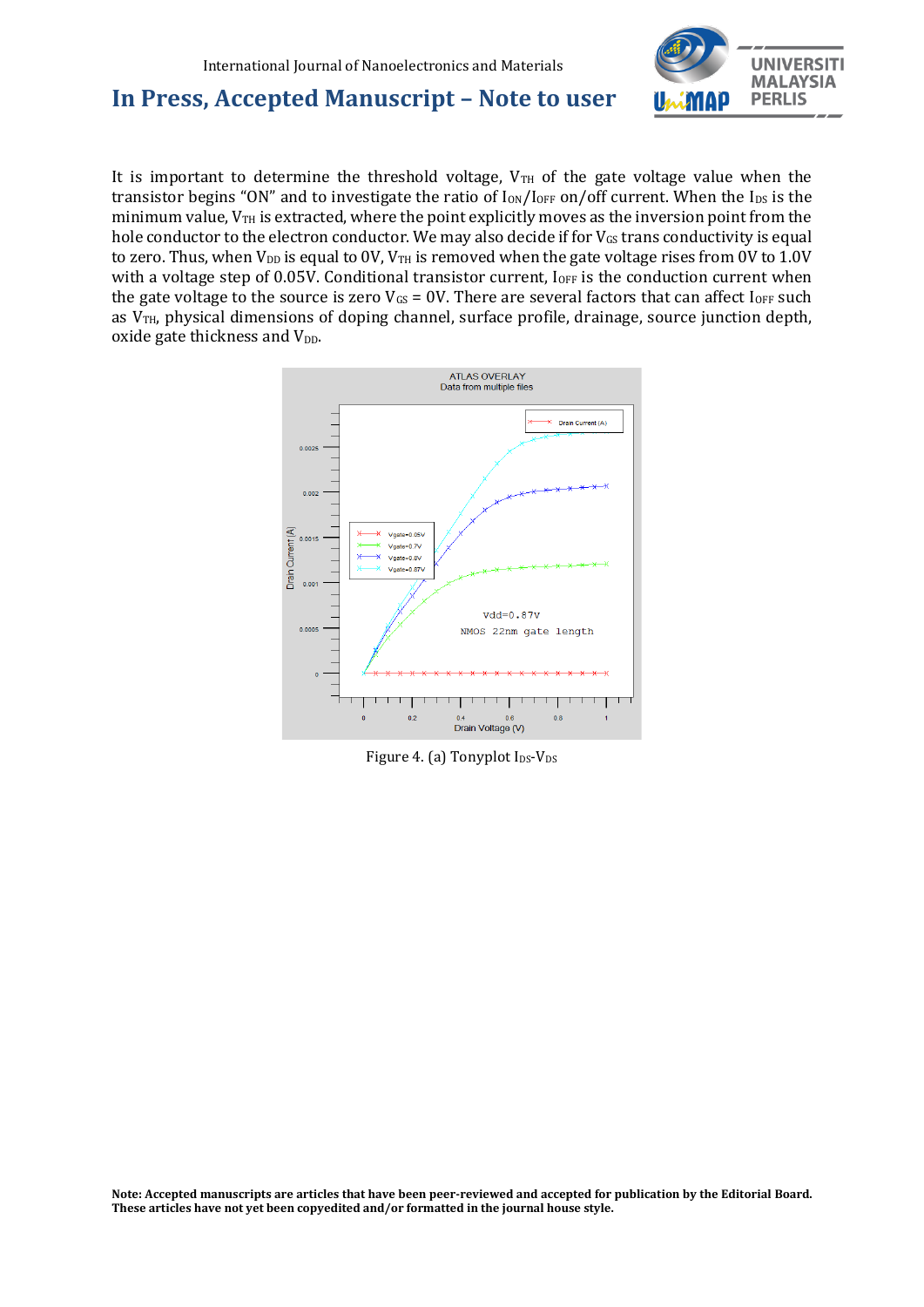It is important to determine the threshold voltage, $V_{TH}$ of the gate voltage value when the transistor begins "ON" and to investigate the ratio of $I_{ON}/I_{OFF}$ on/off current. When the $I_{DS}$ is the minimum value, $V_{TH}$ is extracted, where the point explicitly moves as the inversion point from the hole conductor to the electron conductor. We may also decide if for $V_{GS}$ trans conductivity is equal to zero. Thus, when $V_{DD}$ is equal to 0V, $V_{TH}$ is removed when the gate voltage rises from 0V to 1.0V with a voltage step of 0.05V. Conditional transistor current, $I_{OFF}$ is the conduction current when the gate voltage to the source is zero $V_{GS}$ = 0V. There are several factors that can affect $I_{OFF}$ such as $V_{TH}$, physical dimensions of doping channel, surface profile, drainage, source junction depth, oxide gate thickness and $V_{DD}$.

Figure 4. (a) Tonyplot $I_{DS}$-$V_{DS}$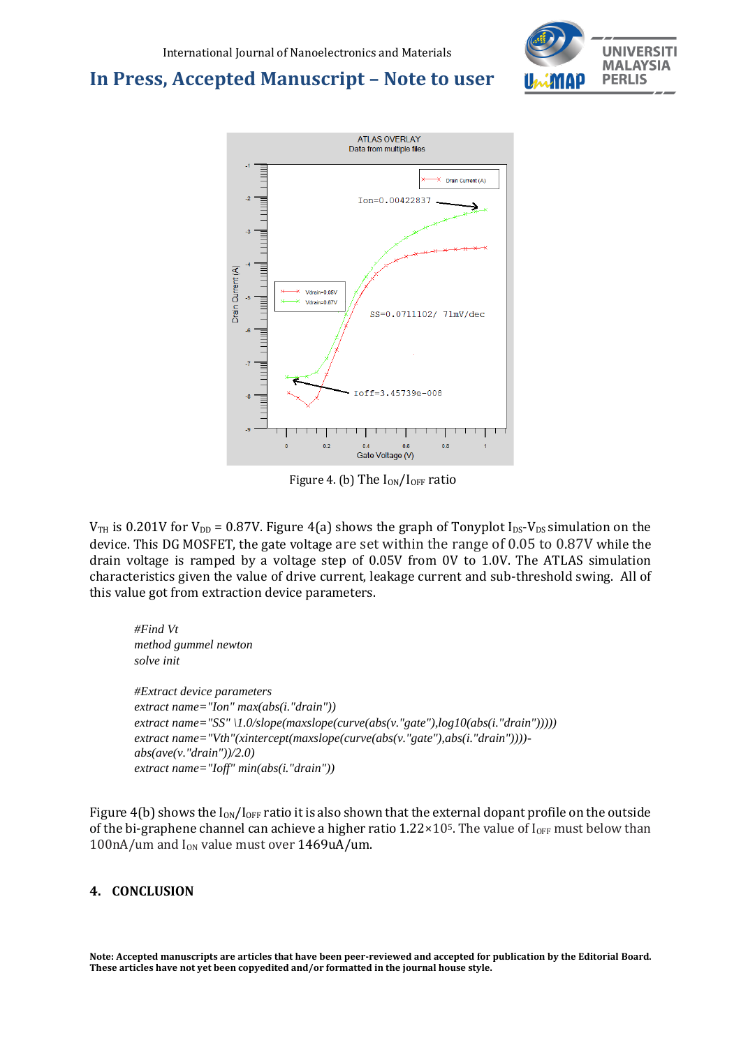Figure 4. (b) The $I_{ON}/I_{OFF}$ ratio

$V_{TH}$ is 0.201V for $V_{DD}$ = 0.87V. Figure 4(a) shows the graph of Tonyplot $I_{DS}$-$V_{DS}$ simulation on the device. This DG MOSFET, the gate voltage are set within the range of 0.05 to 0.87V while the drain voltage is ramped by a voltage step of 0.05V from 0V to 1.0V. The ATLAS simulation characteristics given the value of drive current, leakage current and sub-threshold swing. All of this value got from extraction device parameters.

*#Find Vt*
*method gummel newton*
*solve init*

*#Extract device parameters*
*extract name="Ion" max(abs(i."drain"))*
*extract name="SS" \1.0/slope(maxslope(curve(abs(v."gate"),log10(abs(i."drain")))))*
*extract name="Vth"(xintercept(maxslope(curve(abs(v."gate"),abs(i."drain"))))-abs(ave(v."drain"))/2.0)*
*extract name="Ioff" min(abs(i."drain"))*

Figure 4(b) shows the $I_{ON}/I_{OFF}$ ratio it is also shown that the external dopant profile on the outside of the bi-graphene channel can achieve a higher ratio $1.22\times10^{5}$. The value of $I_{OFF}$ must below than 100nA/um and $I_{ON}$ value must over 1469uA/um.

## 4. CONCLUSION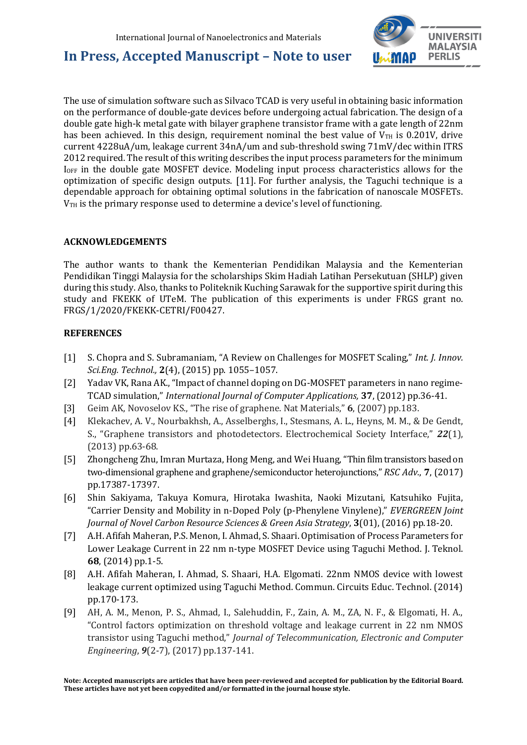The use of simulation software such as Silvaco TCAD is very useful in obtaining basic information on the performance of double-gate devices before undergoing actual fabrication. The design of a double gate high-k metal gate with bilayer graphene transistor frame with a gate length of 22nm has been achieved. In this design, requirement nominal the best value of $V_{TH}$ is 0.201V, drive current 4228uA/um, leakage current 34nA/um and sub-threshold swing 71mV/dec within ITRS 2012 required. The result of this writing describes the input process parameters for the minimum $I_{OFF}$ in the double gate MOSFET device. Modeling input process characteristics allows for the optimization of specific design outputs. [11]. For further analysis, the Taguchi technique is a dependable approach for obtaining optimal solutions in the fabrication of nanoscale MOSFETs. $V_{TH}$ is the primary response used to determine a device's level of functioning.

## ACKNOWLEDGEMENTS

The author wants to thank the Kementerian Pendidikan Malaysia and the Kementerian Pendidikan Tinggi Malaysia for the scholarships Skim Hadiah Latihan Persekutuan (SHLP) given during this study. Also, thanks to Politeknik Kuching Sarawak for the supportive spirit during this study and FKEKK of UTeM. The publication of this experiments is under FRGS grant no. FRGS/1/2020/FKEKK-CETRI/F00427.

## REFERENCES

[1] S. Chopra and S. Subramaniam, "A Review on Challenges for MOSFET Scaling," *Int. J. Innov. Sci.Eng. Technol.,* **2**(4), (2015) pp. 1055–1057.

[2] Yadav VK, Rana AK., "Impact of channel doping on DG-MOSFET parameters in nano regime-TCAD simulation," *International Journal of Computer Applications,* **37**, (2012) pp.36-41.

[3] Geim AK, Novoselov KS., "The rise of graphene. Nat Materials," **6**, (2007) pp.183.

[4] Klekachev, A. V., Nourbakhsh, A., Asselberghs, I., Stesmans, A. L., Heyns, M. M., & De Gendt, S., "Graphene transistors and photodetectors. Electrochemical Society Interface," ***22***(1), (2013) pp.63-68.

[5] Zhongcheng Zhu, Imran Murtaza, Hong Meng, and Wei Huang, "Thin film transistors based on two-dimensional graphene and graphene/semiconductor heterojunctions," *RSC Adv.*, **7**, (2017) pp.17387-17397.

[6] Shin Sakiyama, Takuya Komura, Hirotaka Iwashita, Naoki Mizutani, Katsuhiko Fujita, "Carrier Density and Mobility in n-Doped Poly (p-Phenylene Vinylene)," *EVERGREEN Joint Journal of Novel Carbon Resource Sciences & Green Asia Strategy*, **3**(01), (2016) pp.18-20.

[7] A.H. Afifah Maheran, P.S. Menon, I. Ahmad, S. Shaari. Optimisation of Process Parameters for Lower Leakage Current in 22 nm n-type MOSFET Device using Taguchi Method. J. Teknol. **68**, (2014) pp.1-5.

[8] A.H. Afifah Maheran, I. Ahmad, S. Shaari, H.A. Elgomati. 22nm NMOS device with lowest leakage current optimized using Taguchi Method. Commun. Circuits Educ. Technol. (2014) pp.170-173.

[9] AH, A. M., Menon, P. S., Ahmad, I., Salehuddin, F., Zain, A. M., ZA, N. F., & Elgomati, H. A., "Control factors optimization on threshold voltage and leakage current in 22 nm NMOS transistor using Taguchi method," *Journal of Telecommunication, Electronic and Computer Engineering*, ***9***(2-7), (2017) pp.137-141.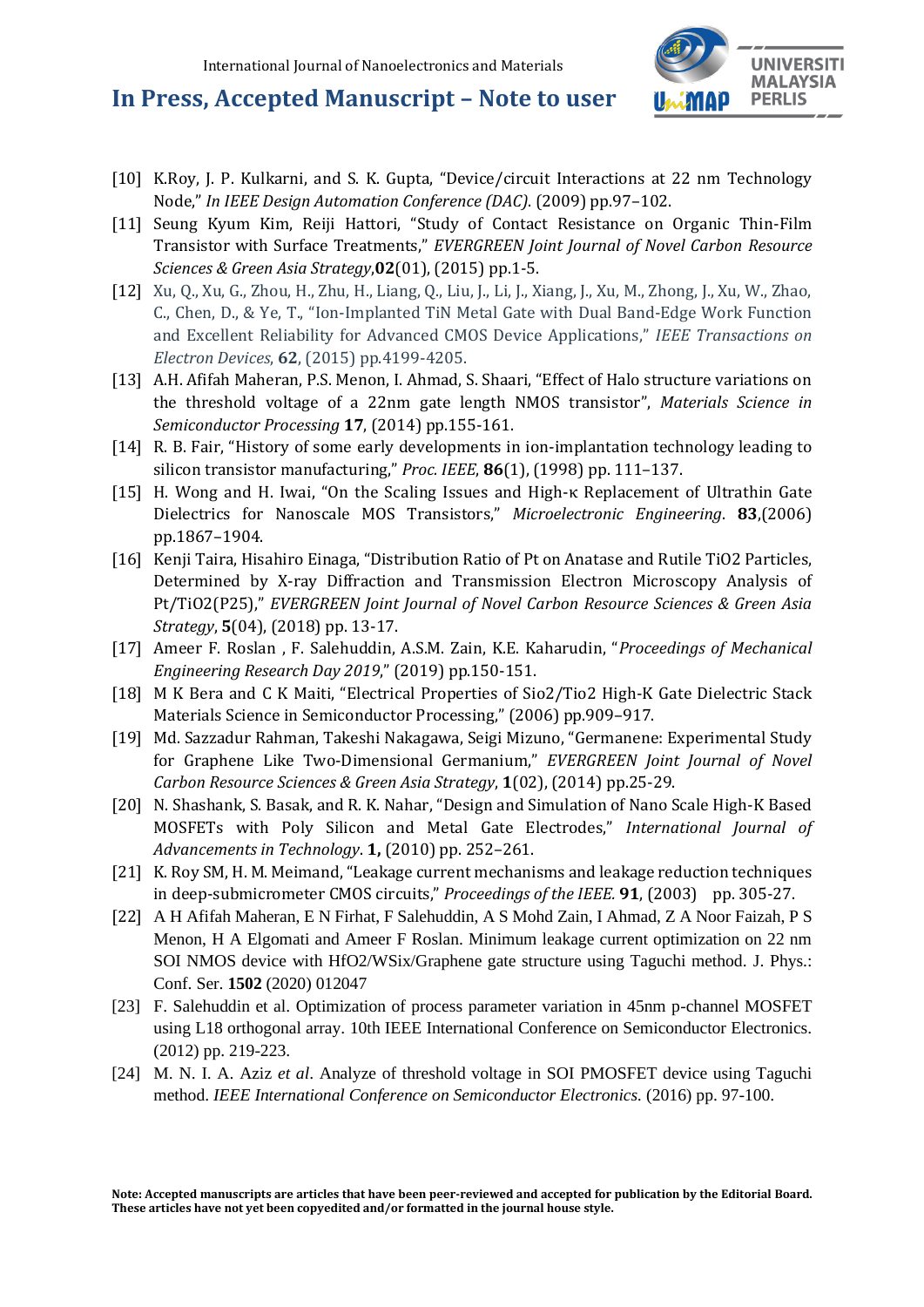[10] K.Roy, J. P. Kulkarni, and S. K. Gupta, "Device/circuit Interactions at 22 nm Technology Node," *In IEEE Design Automation Conference (DAC)*. (2009) pp.97–102.

[11] Seung Kyum Kim, Reiji Hattori, "Study of Contact Resistance on Organic Thin-Film Transistor with Surface Treatments," *EVERGREEN Joint Journal of Novel Carbon Resource Sciences & Green Asia Strategy*,**02**(01), (2015) pp.1-5.

[12] Xu, Q., Xu, G., Zhou, H., Zhu, H., Liang, Q., Liu, J., Li, J., Xiang, J., Xu, M., Zhong, J., Xu, W., Zhao, C., Chen, D., & Ye, T., "Ion-Implanted TiN Metal Gate with Dual Band-Edge Work Function and Excellent Reliability for Advanced CMOS Device Applications," *IEEE Transactions on Electron Devices*, **62**, (2015) pp.4199-4205.

[13] A.H. Afifah Maheran, P.S. Menon, I. Ahmad, S. Shaari, "Effect of Halo structure variations on the threshold voltage of a 22nm gate length NMOS transistor", *Materials Science in Semiconductor Processing* **17**, (2014) pp.155-161.

[14] R. B. Fair, "History of some early developments in ion-implantation technology leading to silicon transistor manufacturing," *Proc. IEEE*, **86**(1), (1998) pp. 111–137.

[15] H. Wong and H. Iwai, "On the Scaling Issues and High-κ Replacement of Ultrathin Gate Dielectrics for Nanoscale MOS Transistors," *Microelectronic Engineering*. **83**,(2006) pp.1867–1904.

[16] Kenji Taira, Hisahiro Einaga, "Distribution Ratio of Pt on Anatase and Rutile TiO2 Particles, Determined by X-ray Diffraction and Transmission Electron Microscopy Analysis of Pt/TiO2(P25)," *EVERGREEN Joint Journal of Novel Carbon Resource Sciences & Green Asia Strategy*, **5**(04), (2018) pp. 13-17.

[17] Ameer F. Roslan , F. Salehuddin, A.S.M. Zain, K.E. Kaharudin, "*Proceedings of Mechanical Engineering Research Day 2019*," (2019) pp.150-151.

[18] M K Bera and C K Maiti, "Electrical Properties of Sio2/Tio2 High-K Gate Dielectric Stack Materials Science in Semiconductor Processing," (2006) pp.909–917.

[19] Md. Sazzadur Rahman, Takeshi Nakagawa, Seigi Mizuno, "Germanene: Experimental Study for Graphene Like Two-Dimensional Germanium," *EVERGREEN Joint Journal of Novel Carbon Resource Sciences & Green Asia Strategy*, **1**(02), (2014) pp.25-29.

[20] N. Shashank, S. Basak, and R. K. Nahar, "Design and Simulation of Nano Scale High-K Based MOSFETs with Poly Silicon and Metal Gate Electrodes," *International Journal of Advancements in Technology*. **1,** (2010) pp. 252–261.

[21] K. Roy SM, H. M. Meimand, "Leakage current mechanisms and leakage reduction techniques in deep-submicrometer CMOS circuits," *Proceedings of the IEEE.* **91**, (2003) pp. 305-27.

[22] A H Afifah Maheran, E N Firhat, F Salehuddin, A S Mohd Zain, I Ahmad, Z A Noor Faizah, P S Menon, H A Elgomati and Ameer F Roslan. Minimum leakage current optimization on 22 nm SOI NMOS device with HfO2/WSix/Graphene gate structure using Taguchi method. J. Phys.: Conf. Ser. **1502** (2020) 012047

[23] F. Salehuddin et al. Optimization of process parameter variation in 45nm p-channel MOSFET using L18 orthogonal array. 10th IEEE International Conference on Semiconductor Electronics. (2012) pp. 219-223.

[24] M. N. I. A. Aziz *et al*. Analyze of threshold voltage in SOI PMOSFET device using Taguchi method. *IEEE International Conference on Semiconductor Electronics.* (2016) pp. 97-100.